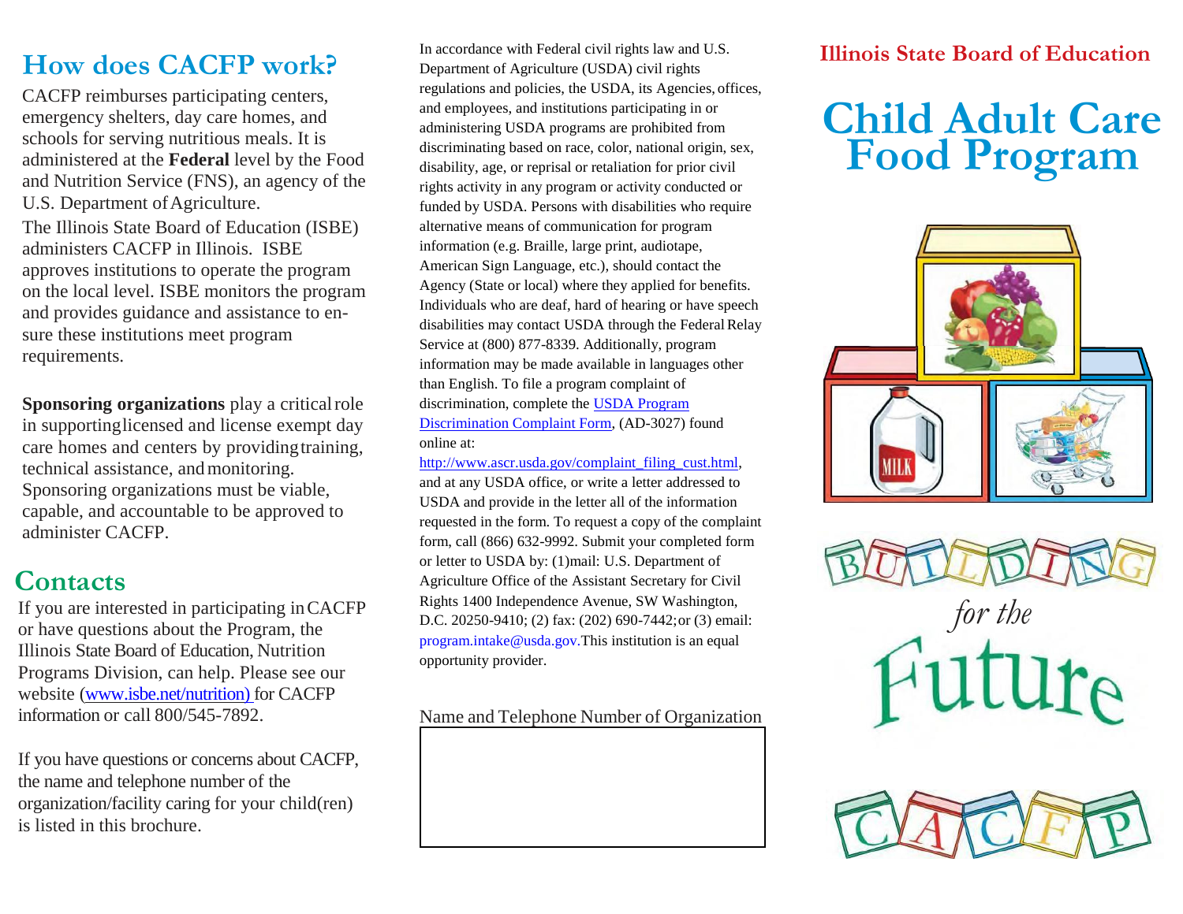## How does CACFP work?

CACFP reimburses participating centers, emergency shelters, day care homes, and schools for serving nutritious meals. It is administered at the **Federal** level by the Food and Nutrition Service (FNS), an agency of the U.S. Department of Agriculture.

The Illinois State Board of Education (ISBE) administers CACFP in Illinois. ISBE approves institutions to operate the program on the local level. ISBE monitors the program and provides guidance and assistance to ensure these institutions meet program requirements.

**Sponsoring organizations** play a critical role in supporting licensed and license exempt day care homes and centers by providing training, technical assistance, and monitoring. Sponsoring organizations must be viable, capable, and accountable to be approved to administer CACFP.

## Contacts

If you are interested in participating in CACFP or have questions about the Program, the Illinois State Board of Education, Nutrition Programs Division, can help. Please see our website (www.isbe.net/nutrition) for CACFP information or call 800/545-7892.

If you have questions or concerns about CACFP, the name and telephone number of the organization/facility caring for your child(ren) is listed in this brochure.

In accordance with Federal civil rights law and U.S. Department of Agriculture (USDA) civil rights regulations and policies, the USDA, its Agencies, offices, and employees, and institutions participating in or administering USDA programs are prohibited from discriminating based on race, color, national origin, sex, disability, age, or reprisal or retaliation for prior civil rights activity in any program or activity conducted or funded by USDA. Persons with disabilities who require alternative means of communication for program information (e.g. Braille, large print, audiotape, American Sign Language, etc.), should contact the Agency (State or local) where they applied for benefits. Individuals who are deaf, hard of hearing or have speech disabilities may contact USDA through the Federal Relay Service at (800) 877-8339. Additionally, program information may be made available in languages other than English. To file a program complaint of discrimination, complete the USDA Program Discrimination Complaint Form, (AD-3027) found online at: http://www.ascr.usda.gov/complaint_filing_cust.html, and at any USDA office, or write a letter addressed to USDA and provide in the letter all of the information requested in the form. To request a copy of the complaint form, call (866) 632-9992. Submit your completed form or letter to USDA by: (1)mail: U.S. Department of Agriculture Office of the Assistant Secretary for Civil Rights 1400 Independence Avenue, SW Washington, D.C. 20250-9410; (2) fax: (202) 690-7442; or (3) email: program.intake@usda.gov. This institution is an equal opportunity provider.

Name and Telephone Number of Organization

**Illinois State Board of Education**

# Child Adult Care Food Program

BUILDING *for the* Future CACFP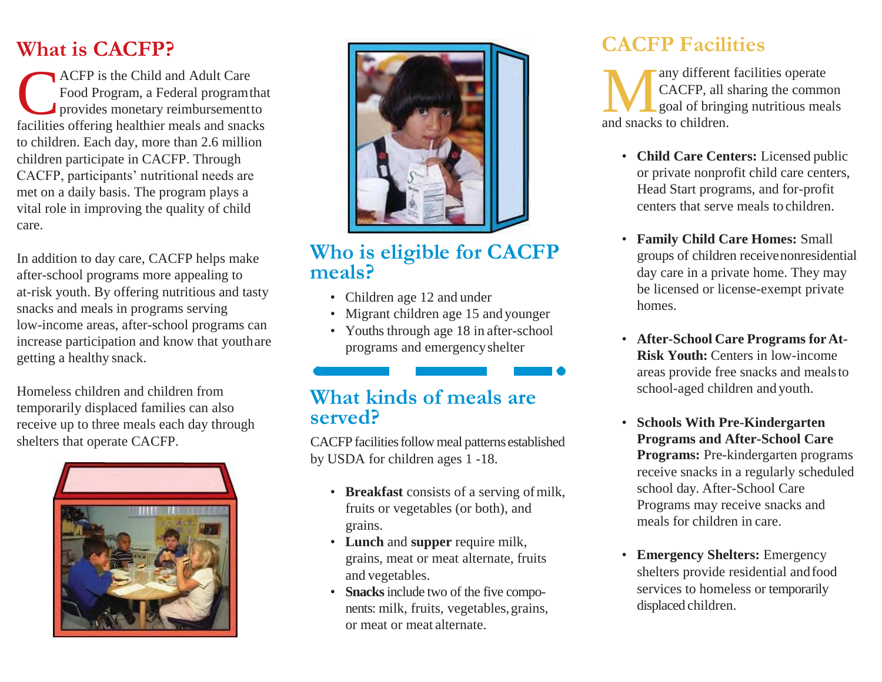## What is CACFP?

CACFP is the Child and Adult Care Food Program, a Federal program that provides monetary reimbursement to facilities offering healthier meals and snacks to children. Each day, more than 2.6 million children participate in CACFP. Through CACFP, participants' nutritional needs are met on a daily basis. The program plays a vital role in improving the quality of child care.

In addition to day care, CACFP helps make after-school programs more appealing to at-risk youth. By offering nutritious and tasty snacks and meals in programs serving low-income areas, after-school programs can increase participation and know that youth are getting a healthy snack.

Homeless children and children from temporarily displaced families can also receive up to three meals each day through shelters that operate CACFP.

## Who is eligible for CACFP meals?

- Children age 12 and under
- Migrant children age 15 and younger
- Youths through age 18 in after-school programs and emergency shelter

## What kinds of meals are served?

CACFP facilities follow meal patterns established by USDA for children ages 1 -18.

- **Breakfast** consists of a serving of milk, fruits or vegetables (or both), and grains.
- **Lunch** and **supper** require milk, grains, meat or meat alternate, fruits and vegetables.
- **Snacks** include two of the five components: milk, fruits, vegetables, grains, or meat or meat alternate.

## CACFP Facilities

Many different facilities operate CACFP, all sharing the common goal of bringing nutritious meals and snacks to children.

- **Child Care Centers:** Licensed public or private nonprofit child care centers, Head Start programs, and for-profit centers that serve meals to children.
- **Family Child Care Homes:** Small groups of children receive nonresidential day care in a private home. They may be licensed or license-exempt private homes.
- **After-School Care Programs for At-Risk Youth:** Centers in low-income areas provide free snacks and meals to school-aged children and youth.
- **Schools With Pre-Kindergarten Programs and After-School Care Programs:** Pre-kindergarten programs receive snacks in a regularly scheduled school day. After-School Care Programs may receive snacks and meals for children in care.
- **Emergency Shelters:** Emergency shelters provide residential and food services to homeless or temporarily displaced children.